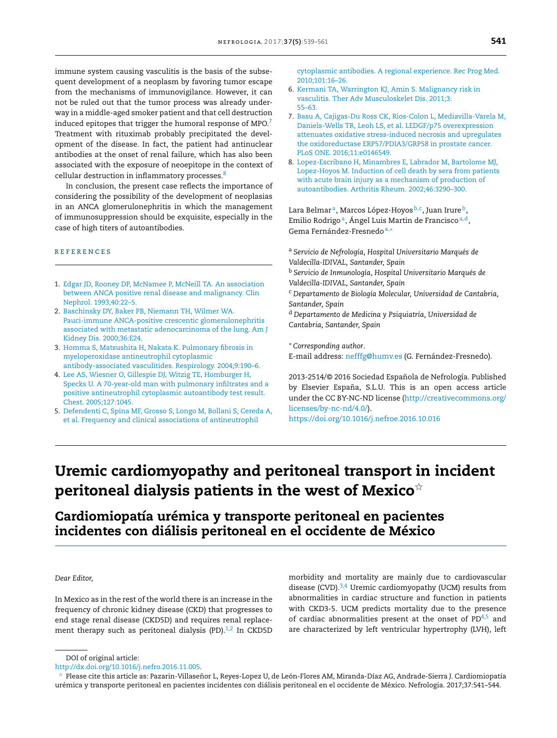immune system causing vasculitis is the basis of the subsequent development of a neoplasm by favoring tumor escape from the mechanisms of immunovigilance. However, it can not be ruled out that the tumor process was already underway in a middle-aged smoker patient and that cell destruction induced epitopes that trigger the humoral response of MPO.[7] Treatment with rituximab probably precipitated the development of the disease. In fact, the patient had antinuclear antibodies at the onset of renal failure, which has also been associated with the exposure of neoepitope in the context of cellular destruction in inflammatory processes.[8]

In conclusion, the present case reflects the importance of considering the possibility of the development of neoplasias in an ANCA glomerulonephritis in which the management of immunosuppression should be exquisite, especially in the case of high titers of autoantibodies.

## REFERENCES

1. Edgar JD, Rooney DP, McNamee P, McNeill TA. An association between ANCA positive renal disease and malignancy. Clin Nephrol. 1993;40:22–5.
2. Baschinsky DY, Baker PB, Niemann TH, Wilmer WA. Pauci-immune ANCA-positive crescentic glomerulonephritis associated with metastatic adenocarcinoma of the lung. Am J Kidney Dis. 2000;36:E24.
3. Homma S, Matsushita H, Nakata K. Pulmonary fibrosis in myeloperoxidase antineutrophil cytoplasmic antibody-associated vasculitides. Respirology. 2004;9:190–6.
4. Lee AS, Wiesner O, Gillespie DJ, Witzig TE, Homburger H, Specks U. A 70-year-old man with pulmonary infiltrates and a positive antineutrophil cytoplasmic autoantibody test result. Chest. 2005;127:1045.
5. Defendenti C, Spina MF, Grosso S, Longo M, Bollani S, Cereda A, et al. Frequency and clinical associations of antineutrophil cytoplasmic antibodies. A regional experience. Rec Prog Med. 2010;101:16–26.
6. Kermani TA, Warrington KJ, Amin S. Malignancy risk in vasculitis. Ther Adv Musculoskelet Dis. 2011;3:55–63.
7. Basu A, Cajigas-Du Ross CK, Rios-Colon L, Mediavilla-Varela M, Daniels-Wells TR, Leoh LS, et al. LEDGF/p75 overexpression attenuates oxidative stress-induced necrosis and upregulates the oxidoreductase ERP57/PDIA3/GRP58 in prostate cancer. PLoS ONE. 2016;11:e0146549.
8. Lopez-Escribano H, Minambres E, Labrador M, Bartolome MJ, Lopez-Hoyos M. Induction of cell death by sera from patients with acute brain injury as a mechanism of production of autoantibodies. Arthritis Rheum. 2002;46:3290–300.

Lara Belmar[a], Marcos López-Hoyos[b,c], Juan Irure[b], Emilio Rodrigo[a], Ángel Luis Martin de Francisco[a,d], Gema Fernández-Fresnedo[a,*]

[a] *Servicio de Nefrología, Hospital Universitario Marqués de Valdecilla-IDIVAL, Santander, Spain*

[b] *Servicio de Inmunología, Hospital Universitario Marqués de Valdecilla-IDIVAL, Santander, Spain*

[c] *Departamento de Biología Molecular, Universidad de Cantabria, Santander, Spain*

[d] *Departamento de Medicina y Psiquiatría, Universidad de Cantabria, Santander, Spain*

\* *Corresponding author.*
E-mail address: nefffg@humv.es (G. Fernández-Fresnedo).

2013-2514/© 2016 Sociedad Española de Nefrología. Published by Elsevier España, S.L.U. This is an open access article under the CC BY-NC-ND license (http://creativecommons.org/licenses/by-nc-nd/4.0/).
https://doi.org/10.1016/j.nefroe.2016.10.016

# Uremic cardiomyopathy and peritoneal transport in incident peritoneal dialysis patients in the west of Mexico☆

## Cardiomiopatía urémica y transporte peritoneal en pacientes incidentes con diálisis peritoneal en el occidente de México

*Dear Editor,*

In Mexico as in the rest of the world there is an increase in the frequency of chronic kidney disease (CKD) that progresses to end stage renal disease (CKD5D) and requires renal replacement therapy such as peritoneal dialysis (PD).[1,2] In CKD5D morbidity and mortality are mainly due to cardiovascular disease (CVD).[3,4] Uremic cardiomyopathy (UCM) results from abnormalities in cardiac structure and function in patients with CKD3-5. UCM predicts mortality due to the presence of cardiac abnormalities present at the onset of PD[4,5] and are characterized by left ventricular hypertrophy (LVH), left

DOI of original article:
http://dx.doi.org/10.1016/j.nefro.2016.11.005.

☆ Please cite this article as: Pazarin-Villaseñor L, Reyes-Lopez U, de León-Flores AM, Miranda-Díaz AG, Andrade-Sierra J. Cardiomiopatía urémica y transporte peritoneal en pacientes incidentes con diálisis peritoneal en el occidente de México. Nefrologia. 2017;37:541–544.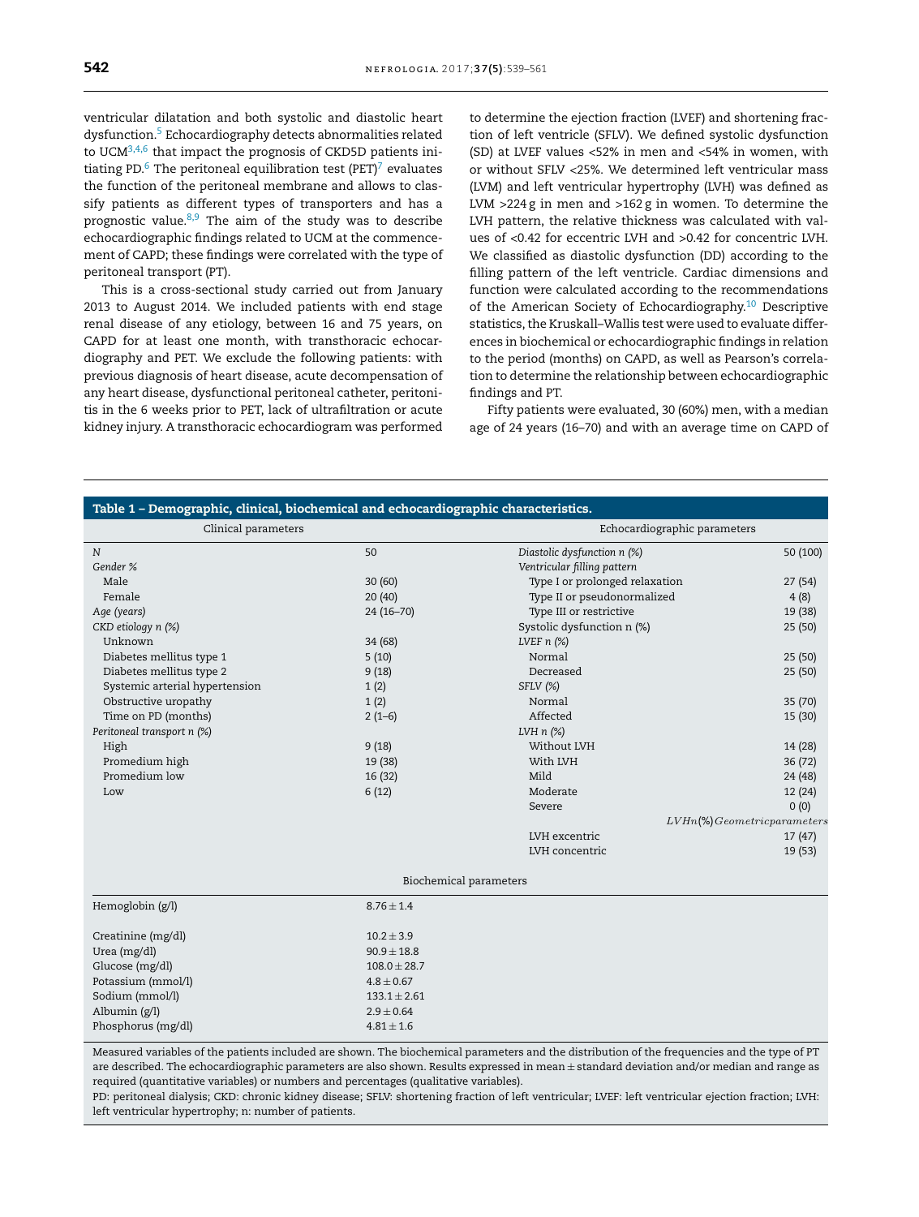ventricular dilatation and both systolic and diastolic heart dysfunction.[5] Echocardiography detects abnormalities related to UCM[3,4,6] that impact the prognosis of CKD5D patients initiating PD.[6] The peritoneal equilibration test (PET)[7] evaluates the function of the peritoneal membrane and allows to classify patients as different types of transporters and has a prognostic value.[8,9] The aim of the study was to describe echocardiographic findings related to UCM at the commencement of CAPD; these findings were correlated with the type of peritoneal transport (PT).

This is a cross-sectional study carried out from January 2013 to August 2014. We included patients with end stage renal disease of any etiology, between 16 and 75 years, on CAPD for at least one month, with transthoracic echocardiography and PET. We exclude the following patients: with previous diagnosis of heart disease, acute decompensation of any heart disease, dysfunctional peritoneal catheter, peritonitis in the 6 weeks prior to PET, lack of ultrafiltration or acute kidney injury. A transthoracic echocardiogram was performed to determine the ejection fraction (LVEF) and shortening fraction of left ventricle (SFLV). We defined systolic dysfunction (SD) at LVEF values <52% in men and <54% in women, with or without SFLV <25%. We determined left ventricular mass (LVM) and left ventricular hypertrophy (LVH) was defined as LVM >224 g in men and >162 g in women. To determine the LVH pattern, the relative thickness was calculated with values of <0.42 for eccentric LVH and >0.42 for concentric LVH. We classified as diastolic dysfunction (DD) according to the filling pattern of the left ventricle. Cardiac dimensions and function were calculated according to the recommendations of the American Society of Echocardiography.[10] Descriptive statistics, the Kruskall–Wallis test were used to evaluate differences in biochemical or echocardiographic findings in relation to the period (months) on CAPD, as well as Pearson's correlation to determine the relationship between echocardiographic findings and PT.

Fifty patients were evaluated, 30 (60%) men, with a median age of 24 years (16–70) and with an average time on CAPD of

**Table 1 – Demographic, clinical, biochemical and echocardiographic characteristics.**

| Clinical parameters | | Echocardiographic parameters | |
|---|---|---|---|
| *N* | 50 | *Diastolic dysfunction n (%)* | 50 (100) |
| *Gender %* | | *Ventricular filling pattern* | |
| Male | 30 (60) | Type I or prolonged relaxation | 27 (54) |
| Female | 20 (40) | Type II or pseudonormalized | 4 (8) |
| *Age (years)* | 24 (16–70) | Type III or restrictive | 19 (38) |
| *CKD etiology n (%)* | | Systolic dysfunction n (%) | 25 (50) |
| Unknown | 34 (68) | *LVEF n (%)* | |
| Diabetes mellitus type 1 | 5 (10) | Normal | 25 (50) |
| Diabetes mellitus type 2 | 9 (18) | Decreased | 25 (50) |
| Systemic arterial hypertension | 1 (2) | *SFLV (%)* | |
| Obstructive uropathy | 1 (2) | Normal | 35 (70) |
| Time on PD (months) | 2 (1–6) | Affected | 15 (30) |
| *Peritoneal transport n (%)* | | *LVH n (%)* | |
| High | 9 (18) | Without LVH | 14 (28) |
| Promedium high | 19 (38) | With LVH | 36 (72) |
| Promedium low | 16 (32) | Mild | 24 (48) |
| Low | 6 (12) | Moderate | 12 (24) |
| | | Severe | 0 (0) |
| | | *LVH n (%) Geometric parameters* | |
| | | LVH excentric | 17 (47) |
| | | LVH concentric | 19 (53) |
| **Biochemical parameters** | | | |
| Hemoglobin (g/l) | 8.76 ± 1.4 | | |
| Creatinine (mg/dl) | 10.2 ± 3.9 | | |
| Urea (mg/dl) | 90.9 ± 18.8 | | |
| Glucose (mg/dl) | 108.0 ± 28.7 | | |
| Potassium (mmol/l) | 4.8 ± 0.67 | | |
| Sodium (mmol/l) | 133.1 ± 2.61 | | |
| Albumin (g/l) | 2.9 ± 0.64 | | |
| Phosphorus (mg/dl) | 4.81 ± 1.6 | | |

Measured variables of the patients included are shown. The biochemical parameters and the distribution of the frequencies and the type of PT are described. The echocardiographic parameters are also shown. Results expressed in mean ± standard deviation and/or median and range as required (quantitative variables) or numbers and percentages (qualitative variables).
PD: peritoneal dialysis; CKD: chronic kidney disease; SFLV: shortening fraction of left ventricular; LVEF: left ventricular ejection fraction; LVH: left ventricular hypertrophy; n: number of patients.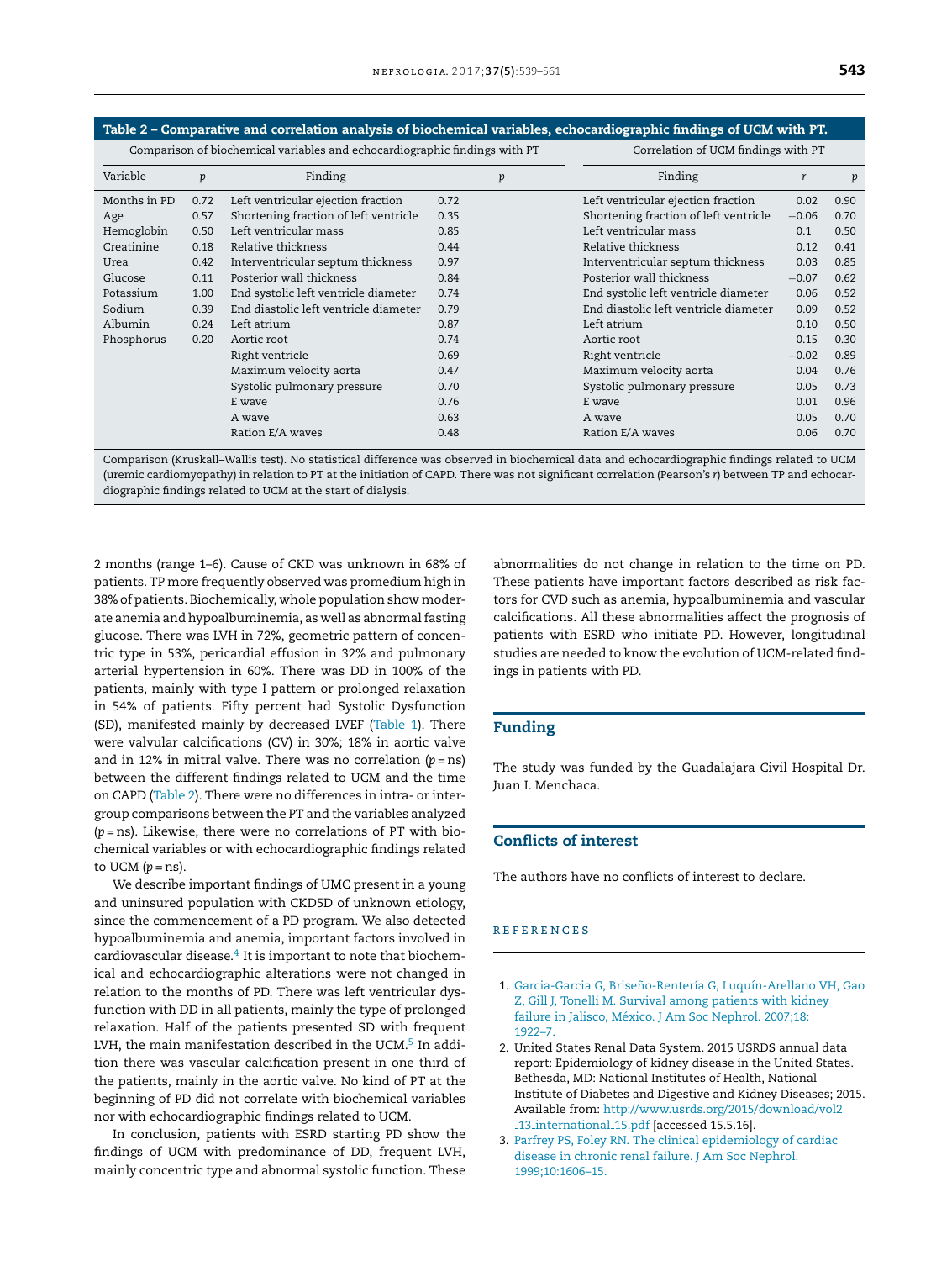**Table 2 – Comparative and correlation analysis of biochemical variables, echocardiographic findings of UCM with PT.**

| Comparison of biochemical variables and echocardiographic findings with PT | | | | Correlation of UCM findings with PT | | |
|---|---|---|---|---|---|---|
| Variable | *p* | Finding | *p* | Finding | *r* | *p* |
| Months in PD | 0.72 | Left ventricular ejection fraction | 0.72 | Left ventricular ejection fraction | 0.02 | 0.90 |
| Age | 0.57 | Shortening fraction of left ventricle | 0.35 | Shortening fraction of left ventricle | −0.06 | 0.70 |
| Hemoglobin | 0.50 | Left ventricular mass | 0.85 | Left ventricular mass | 0.1 | 0.50 |
| Creatinine | 0.18 | Relative thickness | 0.44 | Relative thickness | 0.12 | 0.41 |
| Urea | 0.42 | Interventricular septum thickness | 0.97 | Interventricular septum thickness | 0.03 | 0.85 |
| Glucose | 0.11 | Posterior wall thickness | 0.84 | Posterior wall thickness | −0.07 | 0.62 |
| Potassium | 1.00 | End systolic left ventricle diameter | 0.74 | End systolic left ventricle diameter | 0.06 | 0.52 |
| Sodium | 0.39 | End diastolic left ventricle diameter | 0.79 | End diastolic left ventricle diameter | 0.09 | 0.52 |
| Albumin | 0.24 | Left atrium | 0.87 | Left atrium | 0.10 | 0.50 |
| Phosphorus | 0.20 | Aortic root | 0.74 | Aortic root | 0.15 | 0.30 |
| | | Right ventricle | 0.69 | Right ventricle | −0.02 | 0.89 |
| | | Maximum velocity aorta | 0.47 | Maximum velocity aorta | 0.04 | 0.76 |
| | | Systolic pulmonary pressure | 0.70 | Systolic pulmonary pressure | 0.05 | 0.73 |
| | | E wave | 0.76 | E wave | 0.01 | 0.96 |
| | | A wave | 0.63 | A wave | 0.05 | 0.70 |
| | | Ration E/A waves | 0.48 | Ration E/A waves | 0.06 | 0.70 |

Comparison (Kruskall–Wallis test). No statistical difference was observed in biochemical data and echocardiographic findings related to UCM (uremic cardiomyopathy) in relation to PT at the initiation of CAPD. There was not significant correlation (Pearson's *r*) between TP and echocardiographic findings related to UCM at the start of dialysis.

2 months (range 1–6). Cause of CKD was unknown in 68% of patients. TP more frequently observed was promedium high in 38% of patients. Biochemically, whole population show moderate anemia and hypoalbuminemia, as well as abnormal fasting glucose. There was LVH in 72%, geometric pattern of concentric type in 53%, pericardial effusion in 32% and pulmonary arterial hypertension in 60%. There was DD in 100% of the patients, mainly with type I pattern or prolonged relaxation in 54% of patients. Fifty percent had Systolic Dysfunction (SD), manifested mainly by decreased LVEF (Table 1). There were valvular calcifications (CV) in 30%; 18% in aortic valve and in 12% in mitral valve. There was no correlation ($p$ = ns) between the different findings related to UCM and the time on CAPD (Table 2). There were no differences in intra- or inter-group comparisons between the PT and the variables analyzed ($p$ = ns). Likewise, there were no correlations of PT with biochemical variables or with echocardiographic findings related to UCM ($p$ = ns).

We describe important findings of UMC present in a young and uninsured population with CKD5D of unknown etiology, since the commencement of a PD program. We also detected hypoalbuminemia and anemia, important factors involved in cardiovascular disease.[4] It is important to note that biochemical and echocardiographic alterations were not changed in relation to the months of PD. There was left ventricular dysfunction with DD in all patients, mainly the type of prolonged relaxation. Half of the patients presented SD with frequent LVH, the main manifestation described in the UCM.[5] In addition there was vascular calcification present in one third of the patients, mainly in the aortic valve. No kind of PT at the beginning of PD did not correlate with biochemical variables nor with echocardiographic findings related to UCM.

In conclusion, patients with ESRD starting PD show the findings of UCM with predominance of DD, frequent LVH, mainly concentric type and abnormal systolic function. These abnormalities do not change in relation to the time on PD. These patients have important factors described as risk factors for CVD such as anemia, hypoalbuminemia and vascular calcifications. All these abnormalities affect the prognosis of patients with ESRD who initiate PD. However, longitudinal studies are needed to know the evolution of UCM-related findings in patients with PD.

## Funding

The study was funded by the Guadalajara Civil Hospital Dr. Juan I. Menchaca.

## Conflicts of interest

The authors have no conflicts of interest to declare.

## REFERENCES

1. Garcia-Garcia G, Briseño-Rentería G, Luquín-Arellano VH, Gao Z, Gill J, Tonelli M. Survival among patients with kidney failure in Jalisco, México. J Am Soc Nephrol. 2007;18: 1922–7.
2. United States Renal Data System. 2015 USRDS annual data report: Epidemiology of kidney disease in the United States. Bethesda, MD: National Institutes of Health, National Institute of Diabetes and Digestive and Kidney Diseases; 2015. Available from: http://www.usrds.org/2015/download/vol2_13_international_15.pdf [accessed 15.5.16].
3. Parfrey PS, Foley RN. The clinical epidemiology of cardiac disease in chronic renal failure. J Am Soc Nephrol. 1999;10:1606–15.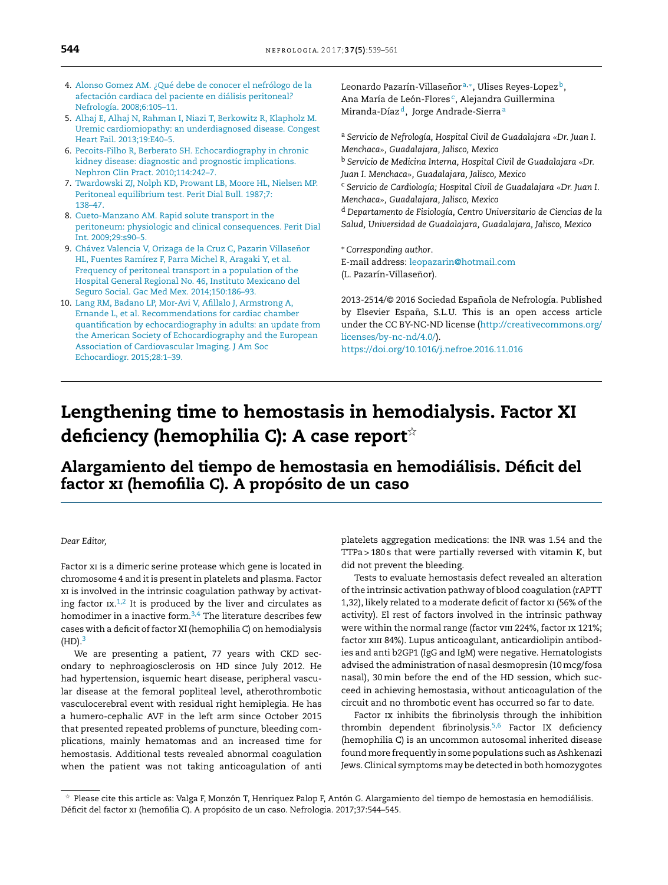4. Alonso Gomez AM. ¿Qué debe de conocer el nefrólogo de la afectación cardiaca del paciente en diálisis peritoneal? Nefrología. 2008;6:105–11.
5. Alhaj E, Alhaj N, Rahman I, Niazi T, Berkowitz R, Klapholz M. Uremic cardiomiopathy: an underdiagnosed disease. Congest Heart Fail. 2013;19:E40–5.
6. Pecoits-Filho R, Berberato SH. Echocardiography in chronic kidney disease: diagnostic and prognostic implications. Nephron Clin Pract. 2010;114:242–7.
7. Twardowski ZJ, Nolph KD, Prowant LB, Moore HL, Nielsen MP. Peritoneal equilibrium test. Perit Dial Bull. 1987;7: 138–47.
8. Cueto-Manzano AM. Rapid solute transport in the peritoneum: physiologic and clinical consequences. Perit Dial Int. 2009;29:s90–5.
9. Chávez Valencia V, Orizaga de la Cruz C, Pazarin Villaseñor HL, Fuentes Ramírez F, Parra Michel R, Aragaki Y, et al. Frequency of peritoneal transport in a population of the Hospital General Regional No. 46, Instituto Mexicano del Seguro Social. Gac Med Mex. 2014;150:186–93.
10. Lang RM, Badano LP, Mor-Avi V, Afillalo J, Armstrong A, Ernande L, et al. Recommendations for cardiac chamber quantification by echocardiography in adults: an update from the American Society of Echocardiography and the European Association of Cardiovascular Imaging. J Am Soc Echocardiogr. 2015;28:1–39.

Leonardo Pazarín-Villaseñor[a,*], Ulises Reyes-Lopez[b], Ana María de León-Flores[c], Alejandra Guillermina Miranda-Díaz[d], Jorge Andrade-Sierra[a]

[a] *Servicio de Nefrología, Hospital Civil de Guadalajara «Dr. Juan I. Menchaca», Guadalajara, Jalisco, Mexico*
[b] *Servicio de Medicina Interna, Hospital Civil de Guadalajara «Dr. Juan I. Menchaca», Guadalajara, Jalisco, Mexico*
[c] *Servicio de Cardiología; Hospital Civil de Guadalajara «Dr. Juan I. Menchaca», Guadalajara, Jalisco, Mexico*
[d] *Departamento de Fisiología, Centro Universitario de Ciencias de la Salud, Universidad de Guadalajara, Guadalajara, Jalisco, Mexico*

* *Corresponding author.*
E-mail address: leopazarin@hotmail.com
(L. Pazarín-Villaseñor).

2013-2514/© 2016 Sociedad Española de Nefrología. Published by Elsevier España, S.L.U. This is an open access article under the CC BY-NC-ND license (http://creativecommons.org/licenses/by-nc-nd/4.0/).
https://doi.org/10.1016/j.nefroe.2016.11.016

# Lengthening time to hemostasis in hemodialysis. Factor XI deficiency (hemophilia C): A case report[☆]

## Alargamiento del tiempo de hemostasia en hemodiálisis. Déficit del factor XI (hemofilia C). A propósito de un caso

*Dear Editor,*

Factor XI is a dimeric serine protease which gene is located in chromosome 4 and it is present in platelets and plasma. Factor XI is involved in the intrinsic coagulation pathway by activating factor IX.[1,2] It is produced by the liver and circulates as homodimer in a inactive form.[3,4] The literature describes few cases with a deficit of factor XI (hemophilia C) on hemodialysis (HD).[3]

We are presenting a patient, 77 years with CKD secondary to nephroagiosclerosis on HD since July 2012. He had hypertension, isquemic heart disease, peripheral vascular disease at the femoral popliteal level, atherothrombotic vasculocerebral event with residual right hemiplegia. He has a humero-cephalic AVF in the left arm since October 2015 that presented repeated problems of puncture, bleeding complications, mainly hematomas and an increased time for hemostasis. Additional tests revealed abnormal coagulation when the patient was not taking anticoagulation of anti platelets aggregation medications: the INR was 1.54 and the TTPa > 180 s that were partially reversed with vitamin K, but did not prevent the bleeding.

Tests to evaluate hemostasis defect revealed an alteration of the intrinsic activation pathway of blood coagulation (rAPTT 1,32), likely related to a moderate deficit of factor XI (56% of the activity). El rest of factors involved in the intrinsic pathway were within the normal range (factor VIII 224%, factor IX 121%; factor XIII 84%). Lupus anticoagulant, anticardiolipin antibodies and anti b2GP1 (IgG and IgM) were negative. Hematologists advised the administration of nasal desmopresin (10 mcg/fosa nasal), 30 min before the end of the HD session, which succeed in achieving hemostasia, without anticoagulation of the circuit and no thrombotic event has occurred so far to date.

Factor IX inhibits the fibrinolysis through the inhibition thrombin dependent fibrinolysis.[5,6] Factor IX deficiency (hemophilia C) is an uncommon autosomal inherited disease found more frequently in some populations such as Ashkenazi Jews. Clinical symptoms may be detected in both homozygotes

☆ Please cite this article as: Valga F, Monzón T, Henriquez Palop F, Antón G. Alargamiento del tiempo de hemostasia en hemodiálisis. Déficit del factor XI (hemofilia C). A propósito de un caso. Nefrologia. 2017;37:544–545.